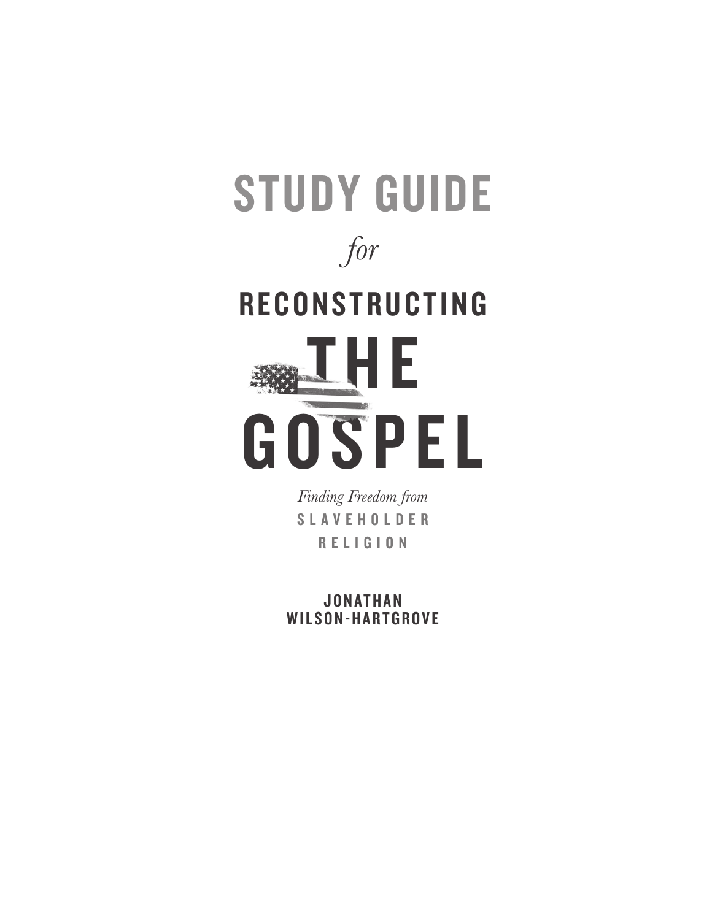# STUDY GUIDE

*for*

# RECONSTRUCTING THE GOSPEL

*Finding Freedom from*

**SLAVEHOLDER RELIGION**

**JONATHAN WILSON-HARTGROVE**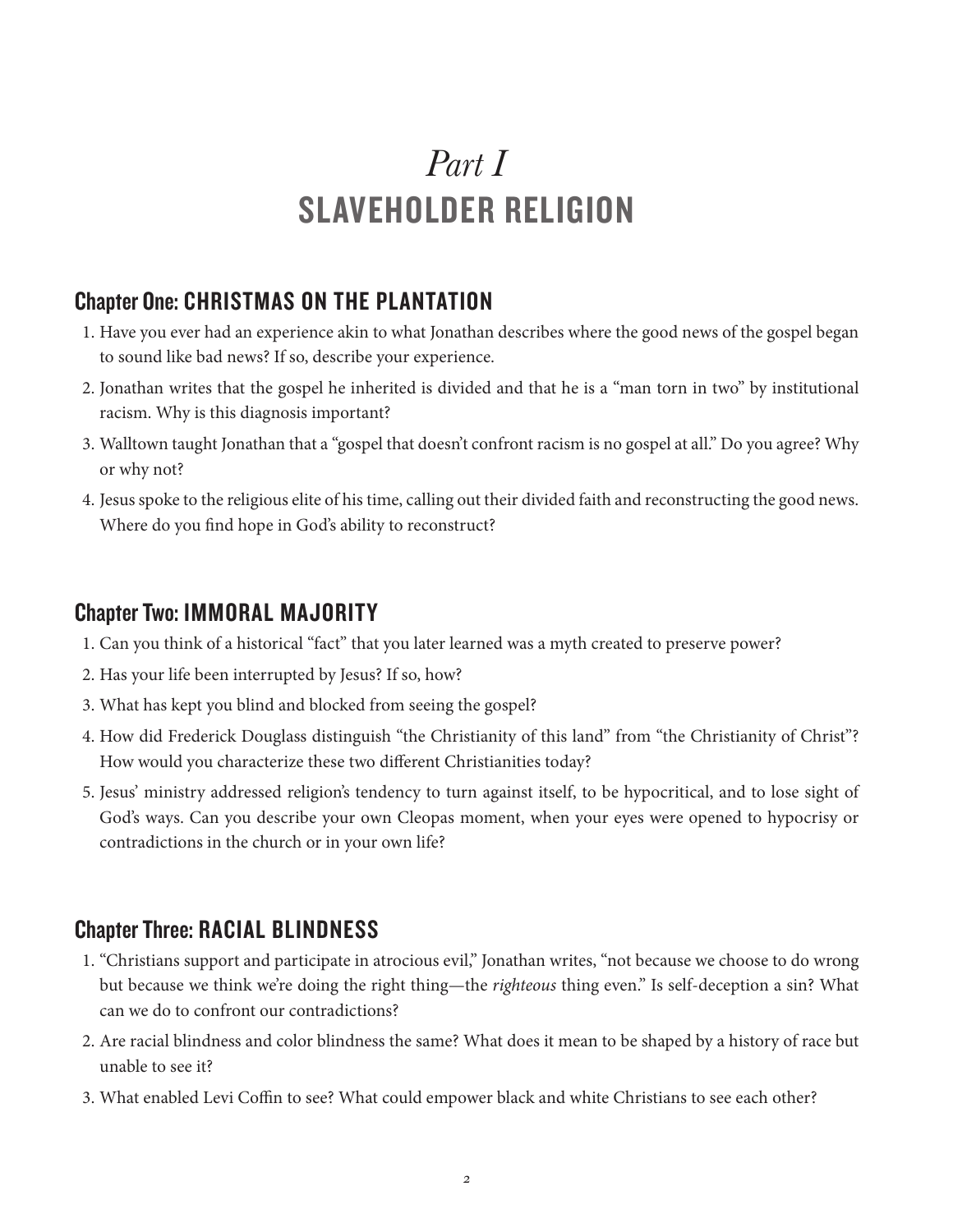# *Part I*
# SLAVEHOLDER RELIGION

## Chapter One: CHRISTMAS ON THE PLANTATION

1. Have you ever had an experience akin to what Jonathan describes where the good news of the gospel began to sound like bad news? If so, describe your experience.
2. Jonathan writes that the gospel he inherited is divided and that he is a "man torn in two" by institutional racism. Why is this diagnosis important?
3. Walltown taught Jonathan that a "gospel that doesn't confront racism is no gospel at all." Do you agree? Why or why not?
4. Jesus spoke to the religious elite of his time, calling out their divided faith and reconstructing the good news. Where do you find hope in God's ability to reconstruct?

## Chapter Two: IMMORAL MAJORITY

1. Can you think of a historical "fact" that you later learned was a myth created to preserve power?
2. Has your life been interrupted by Jesus? If so, how?
3. What has kept you blind and blocked from seeing the gospel?
4. How did Frederick Douglass distinguish "the Christianity of this land" from "the Christianity of Christ"? How would you characterize these two different Christianities today?
5. Jesus' ministry addressed religion's tendency to turn against itself, to be hypocritical, and to lose sight of God's ways. Can you describe your own Cleopas moment, when your eyes were opened to hypocrisy or contradictions in the church or in your own life?

## Chapter Three: RACIAL BLINDNESS

1. "Christians support and participate in atrocious evil," Jonathan writes, "not because we choose to do wrong but because we think we're doing the right thing—the *righteous* thing even." Is self-deception a sin? What can we do to confront our contradictions?
2. Are racial blindness and color blindness the same? What does it mean to be shaped by a history of race but unable to see it?
3. What enabled Levi Coffin to see? What could empower black and white Christians to see each other?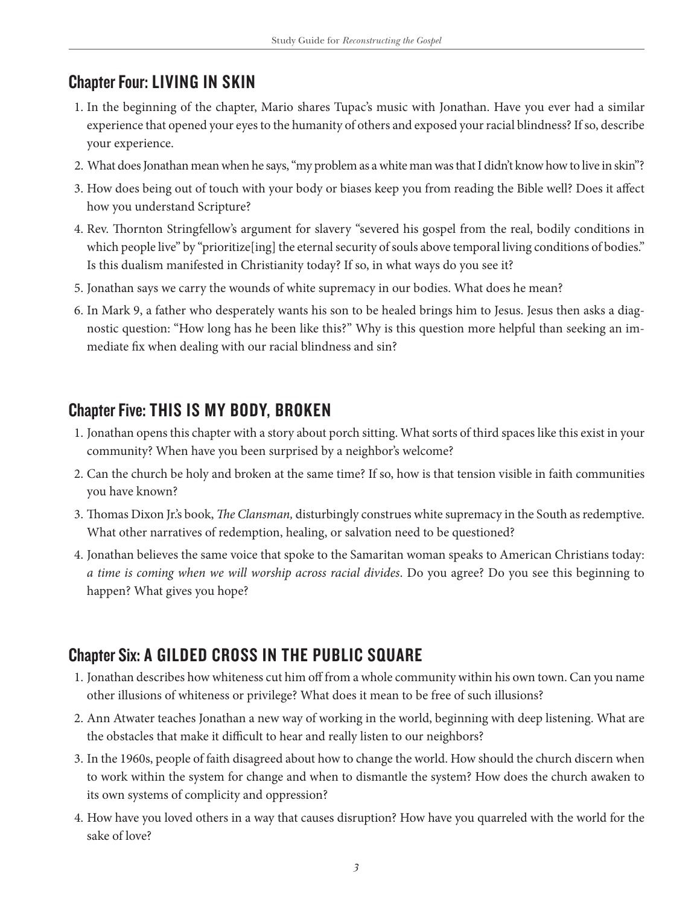## Chapter Four: LIVING IN SKIN

1. In the beginning of the chapter, Mario shares Tupac's music with Jonathan. Have you ever had a similar experience that opened your eyes to the humanity of others and exposed your racial blindness? If so, describe your experience.
2. What does Jonathan mean when he says, "my problem as a white man was that I didn't know how to live in skin"?
3. How does being out of touch with your body or biases keep you from reading the Bible well? Does it affect how you understand Scripture?
4. Rev. Thornton Stringfellow's argument for slavery "severed his gospel from the real, bodily conditions in which people live" by "prioritize[ing] the eternal security of souls above temporal living conditions of bodies." Is this dualism manifested in Christianity today? If so, in what ways do you see it?
5. Jonathan says we carry the wounds of white supremacy in our bodies. What does he mean?
6. In Mark 9, a father who desperately wants his son to be healed brings him to Jesus. Jesus then asks a diagnostic question: "How long has he been like this?" Why is this question more helpful than seeking an immediate fix when dealing with our racial blindness and sin?

## Chapter Five: THIS IS MY BODY, BROKEN

1. Jonathan opens this chapter with a story about porch sitting. What sorts of third spaces like this exist in your community? When have you been surprised by a neighbor's welcome?
2. Can the church be holy and broken at the same time? If so, how is that tension visible in faith communities you have known?
3. Thomas Dixon Jr.'s book, *The Clansman,* disturbingly construes white supremacy in the South as redemptive. What other narratives of redemption, healing, or salvation need to be questioned?
4. Jonathan believes the same voice that spoke to the Samaritan woman speaks to American Christians today: *a time is coming when we will worship across racial divides*. Do you agree? Do you see this beginning to happen? What gives you hope?

## Chapter Six: A GILDED CROSS IN THE PUBLIC SQUARE

1. Jonathan describes how whiteness cut him off from a whole community within his own town. Can you name other illusions of whiteness or privilege? What does it mean to be free of such illusions?
2. Ann Atwater teaches Jonathan a new way of working in the world, beginning with deep listening. What are the obstacles that make it difficult to hear and really listen to our neighbors?
3. In the 1960s, people of faith disagreed about how to change the world. How should the church discern when to work within the system for change and when to dismantle the system? How does the church awaken to its own systems of complicity and oppression?
4. How have you loved others in a way that causes disruption? How have you quarreled with the world for the sake of love?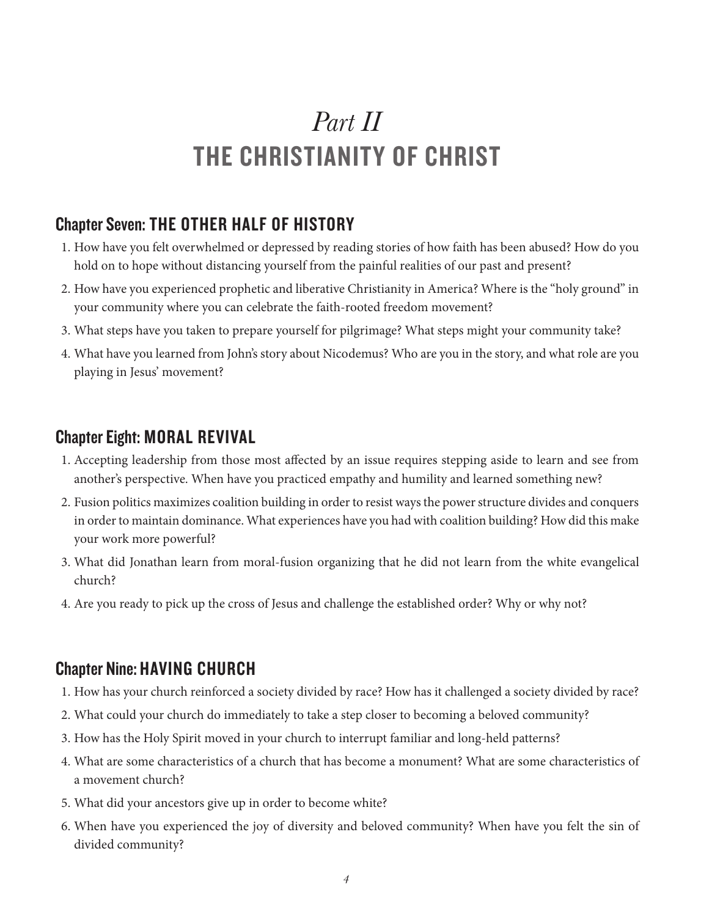# *Part II*
# THE CHRISTIANITY OF CHRIST

## Chapter Seven: THE OTHER HALF OF HISTORY

1. How have you felt overwhelmed or depressed by reading stories of how faith has been abused? How do you hold on to hope without distancing yourself from the painful realities of our past and present?
2. How have you experienced prophetic and liberative Christianity in America? Where is the "holy ground" in your community where you can celebrate the faith-rooted freedom movement?
3. What steps have you taken to prepare yourself for pilgrimage? What steps might your community take?
4. What have you learned from John's story about Nicodemus? Who are you in the story, and what role are you playing in Jesus' movement?

## Chapter Eight: MORAL REVIVAL

1. Accepting leadership from those most affected by an issue requires stepping aside to learn and see from another's perspective. When have you practiced empathy and humility and learned something new?
2. Fusion politics maximizes coalition building in order to resist ways the power structure divides and conquers in order to maintain dominance. What experiences have you had with coalition building? How did this make your work more powerful?
3. What did Jonathan learn from moral-fusion organizing that he did not learn from the white evangelical church?
4. Are you ready to pick up the cross of Jesus and challenge the established order? Why or why not?

## Chapter Nine: HAVING CHURCH

1. How has your church reinforced a society divided by race? How has it challenged a society divided by race?
2. What could your church do immediately to take a step closer to becoming a beloved community?
3. How has the Holy Spirit moved in your church to interrupt familiar and long-held patterns?
4. What are some characteristics of a church that has become a monument? What are some characteristics of a movement church?
5. What did your ancestors give up in order to become white?
6. When have you experienced the joy of diversity and beloved community? When have you felt the sin of divided community?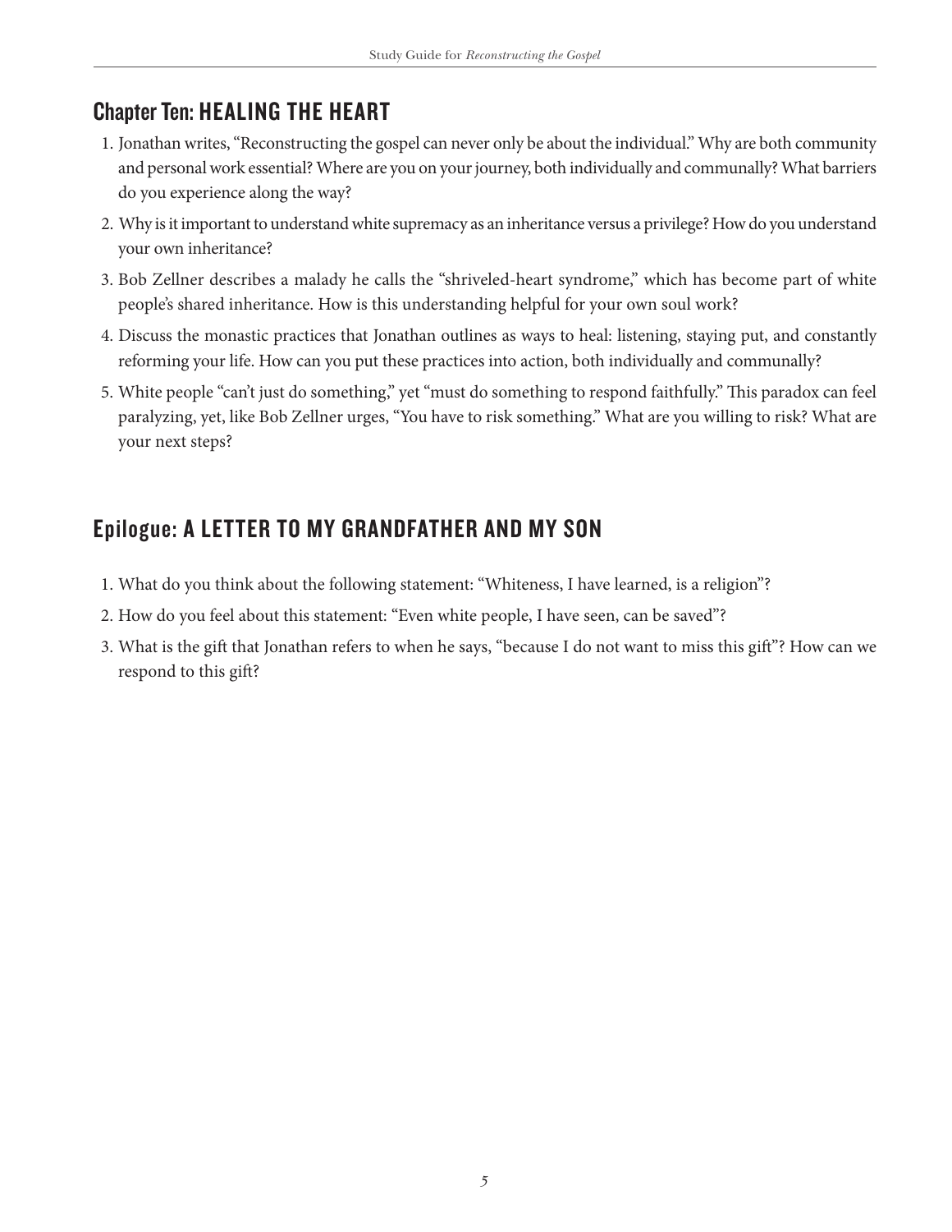## Chapter Ten: HEALING THE HEART

1. Jonathan writes, "Reconstructing the gospel can never only be about the individual." Why are both community and personal work essential? Where are you on your journey, both individually and communally? What barriers do you experience along the way?
2. Why is it important to understand white supremacy as an inheritance versus a privilege? How do you understand your own inheritance?
3. Bob Zellner describes a malady he calls the "shriveled-heart syndrome," which has become part of white people's shared inheritance. How is this understanding helpful for your own soul work?
4. Discuss the monastic practices that Jonathan outlines as ways to heal: listening, staying put, and constantly reforming your life. How can you put these practices into action, both individually and communally?
5. White people "can't just do something," yet "must do something to respond faithfully." This paradox can feel paralyzing, yet, like Bob Zellner urges, "You have to risk something." What are you willing to risk? What are your next steps?

## Epilogue: A LETTER TO MY GRANDFATHER AND MY SON

1. What do you think about the following statement: "Whiteness, I have learned, is a religion"?
2. How do you feel about this statement: "Even white people, I have seen, can be saved"?
3. What is the gift that Jonathan refers to when he says, "because I do not want to miss this gift"? How can we respond to this gift?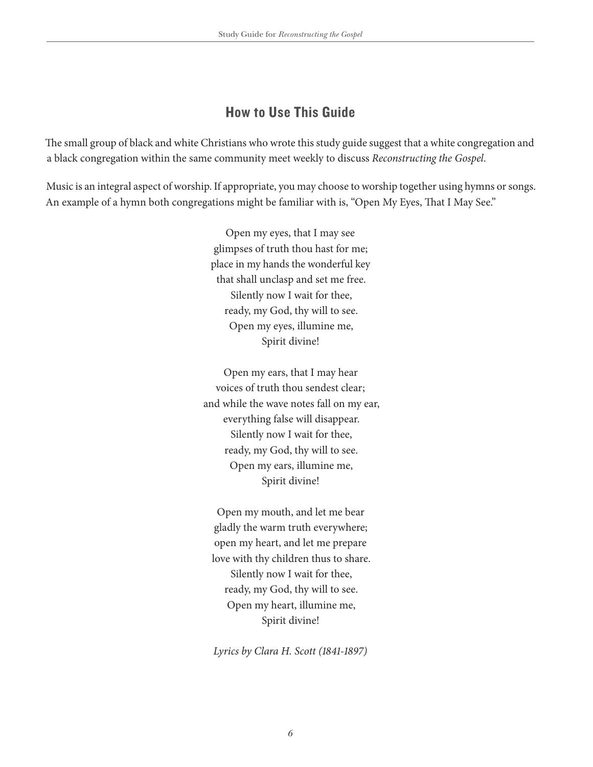## How to Use This Guide

The small group of black and white Christians who wrote this study guide suggest that a white congregation and a black congregation within the same community meet weekly to discuss *Reconstructing the Gospel*.

Music is an integral aspect of worship. If appropriate, you may choose to worship together using hymns or songs. An example of a hymn both congregations might be familiar with is, "Open My Eyes, That I May See."

Open my eyes, that I may see  
glimpses of truth thou hast for me;  
place in my hands the wonderful key  
that shall unclasp and set me free.  
Silently now I wait for thee,  
ready, my God, thy will to see.  
Open my eyes, illumine me,  
Spirit divine!

Open my ears, that I may hear  
voices of truth thou sendest clear;  
and while the wave notes fall on my ear,  
everything false will disappear.  
Silently now I wait for thee,  
ready, my God, thy will to see.  
Open my ears, illumine me,  
Spirit divine!

Open my mouth, and let me bear  
gladly the warm truth everywhere;  
open my heart, and let me prepare  
love with thy children thus to share.  
Silently now I wait for thee,  
ready, my God, thy will to see.  
Open my heart, illumine me,  
Spirit divine!

*Lyrics by Clara H. Scott (1841-1897)*